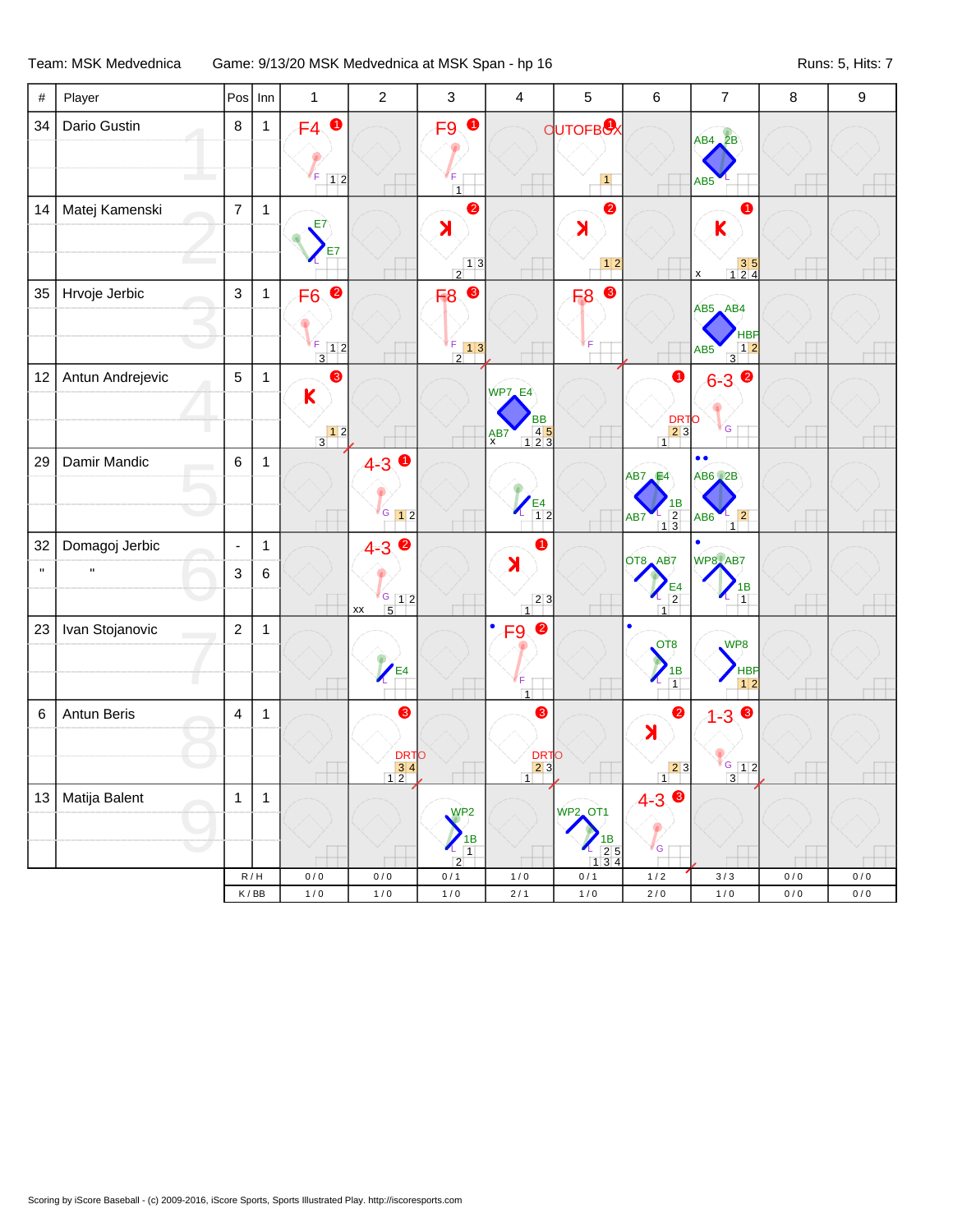Team: MSK Medvednica    Game: 9/13/20 MSK Medvednica at MSK Span - hp 16    Runs: 5, Hits: 7

| # | Player | Pos | Inn | 1 | 2 | 3 | 4 | 5 | 6 | 7 | 8 | 9 |
|---|---|---|---|---|---|---|---|---|---|---|---|---|
| 34 | Dario Gustin | 8 | 1 | F4 ❶ | | F9 ❶ | | OUTOFBOX ❶ | | AB4 2B AB5 | | |
| 14 | Matej Kamenski | 7 | 1 | E7 E7 | | K ❷ | | K ❷ | | K ❶ | | |
| 35 | Hrvoje Jerbic | 3 | 1 | F6 ❷ | | F8 ❸ | | F8 ❸ | | AB5 AB4 HBP AB5 | | |
| 12 | Antun Andrejevic | 5 | 1 | K ❸ | | | WP7 E4 BB AB7 | | ❶ DRTO | 6-3 ❷ | | |
| 29 | Damir Mandic | 6 | 1 | | 4-3 ❶ | | E4 | | AB7 E4 1B AB7 | AB6 2B AB6 | | |
| 32 | Domagoj Jerbic | - | 1 | | 4-3 ❷ | | K ❶ | | OT8 AB7 E4 | WP8 AB7 1B | | |
| " | " | 3 | 6 | | | | | | | | | |
| 23 | Ivan Stojanovic | 2 | 1 | | E4 | | F9 ❷ | | OT8 1B | WP8 HBP | | |
| 6 | Antun Beris | 4 | 1 | | ❸ DRTO | | ❸ DRTO | | K ❷ | 1-3 ❸ | | |
| 13 | Matija Balent | 1 | 1 | | | WP2 1B | | WP2 OT1 1B | 4-3 ❸ | | | |
| | | R / H | | 0 / 0 | 0 / 0 | 0 / 1 | 1 / 0 | 0 / 1 | 1 / 2 | 3 / 3 | 0 / 0 | 0 / 0 |
| | | K / BB | | 1 / 0 | 1 / 0 | 1 / 0 | 2 / 1 | 1 / 0 | 2 / 0 | 1 / 0 | 0 / 0 | 0 / 0 |

Scoring by iScore Baseball - (c) 2009-2016, iScore Sports, Sports Illustrated Play. http://iscoresports.com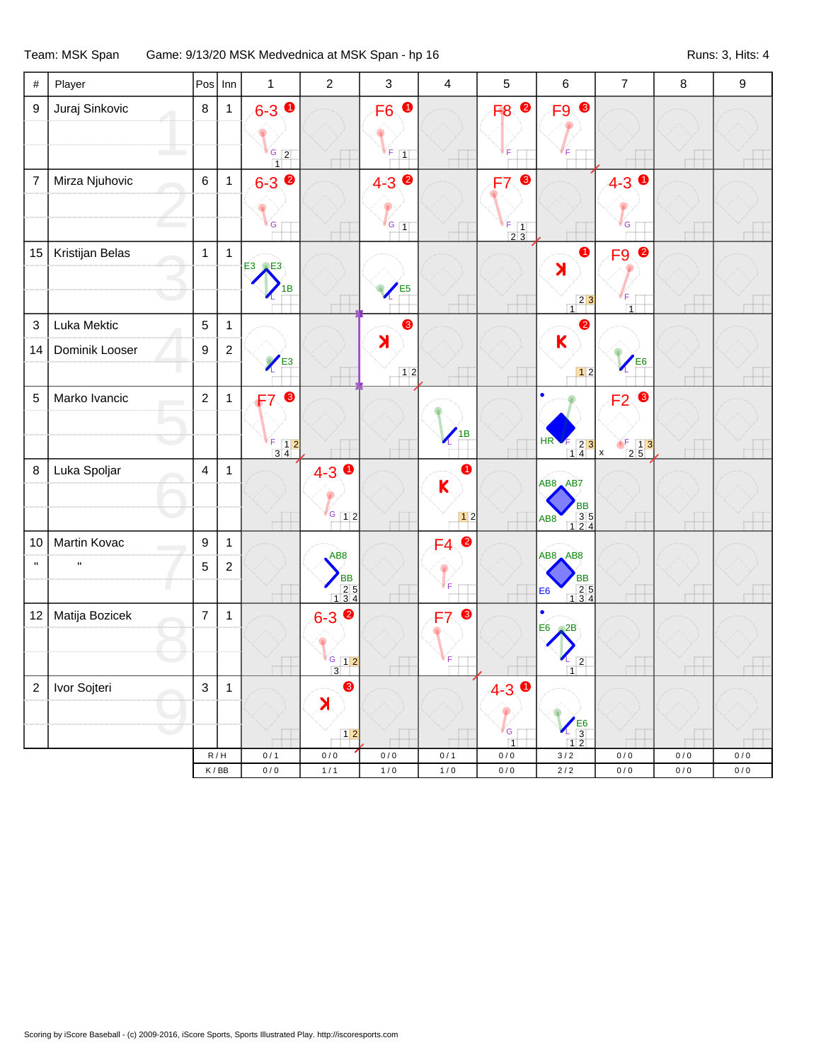Team: MSK Span | Game: 9/13/20 MSK Medvednica at MSK Span - hp 16 | Runs: 3, Hits: 4

| # | Player | Pos | Inn | 1 | 2 | 3 | 4 | 5 | 6 | 7 | 8 | 9 |
|---|---|---|---|---|---|---|---|---|---|---|---|---|
| 9 | Juraj Sinkovic | 8 | 1 | 6-3 ❶ G 2 1 | | F6 ❶ F 1 | | F8 ❷ F | F9 ❸ F | | | |
| 7 | Mirza Njuhovic | 6 | 1 | 6-3 ❷ G | | 4-3 ❷ G 1 | | F7 ❸ F 1 2 3 | | 4-3 ❶ G | | |
| 15 | Kristijan Belas | 1 | 1 | E3 E3 1B L | | E5 L | | | ꓘ ❶ 2 3 1 | F9 ❷ F 1 | | |
| 3 | Luka Mektic | 5 | 1 | E3 L | | ꓘ ❸ 1 2 | | | K ❷ 1 2 | E6 L | | |
| 14 | Dominik Looser | 9 | 2 | | | | | | | | | |
| 5 | Marko Ivancic | 2 | 1 | F7 ❸ F 1 2 3 4 | | | 1B L | | HR F 2 3 1 4 | F2 ❸ F 1 3 2 5 x | | |
| 8 | Luka Spoljar | 4 | 1 | | 4-3 ❶ G 1 2 | | K ❶ 1 2 | | AB8 AB7 BB AB8 3 5 1 2 4 | | | |
| 10 | Martin Kovac | 9 | 1 | | AB8 BB 2 5 1 3 4 | | F4 ❷ F | | AB8 AB8 BB E6 2 5 1 3 4 | | | |
| " | " | 5 | 2 | | | | | | | | | |
| 12 | Matija Bozicek | 7 | 1 | | 6-3 ❷ G 1 2 3 | | F7 ❸ F | | E6 2B L 2 1 | | | |
| 2 | Ivor Sojteri | 3 | 1 | | ꓘ ❸ 1 2 | | | 4-3 ❶ G 1 | E6 L 3 1 2 | | | |
| | | R / H | | 0 / 1 | 0 / 0 | 0 / 0 | 0 / 1 | 0 / 0 | 3 / 2 | 0 / 0 | 0 / 0 | 0 / 0 |
| | | K / BB | | 0 / 0 | 1 / 1 | 1 / 0 | 1 / 0 | 0 / 0 | 2 / 2 | 0 / 0 | 0 / 0 | 0 / 0 |

Scoring by iScore Baseball - (c) 2009-2016, iScore Sports, Sports Illustrated Play. http://iscoresports.com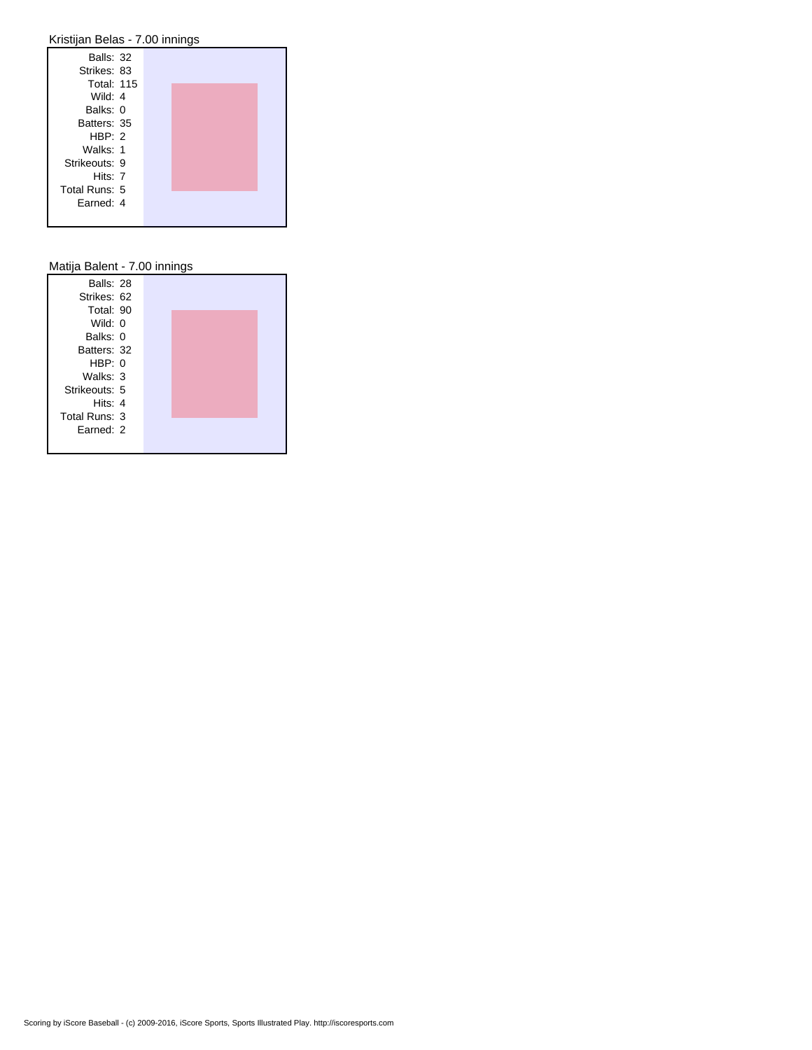Kristijan Belas - 7.00 innings

| | |
|---|---|
| Balls: | 32 |
| Strikes: | 83 |
| Total: | 115 |
| Wild: | 4 |
| Balks: | 0 |
| Batters: | 35 |
| HBP: | 2 |
| Walks: | 1 |
| Strikeouts: | 9 |
| Hits: | 7 |
| Total Runs: | 5 |
| Earned: | 4 |

Matija Balent - 7.00 innings

| | |
|---|---|
| Balls: | 28 |
| Strikes: | 62 |
| Total: | 90 |
| Wild: | 0 |
| Balks: | 0 |
| Batters: | 32 |
| HBP: | 0 |
| Walks: | 3 |
| Strikeouts: | 5 |
| Hits: | 4 |
| Total Runs: | 3 |
| Earned: | 2 |

Scoring by iScore Baseball - (c) 2009-2016, iScore Sports, Sports Illustrated Play. http://iscoresports.com